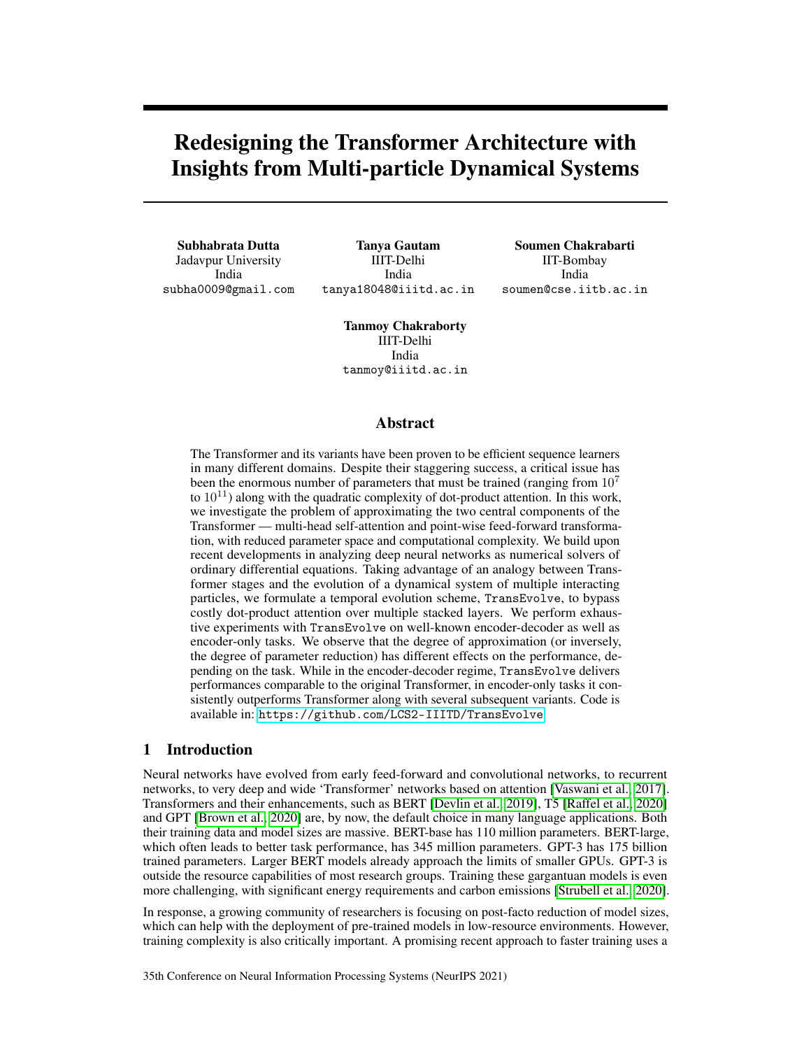// This page, first of 14 (id 643da75d3505): no images detected, text only
# Redesigning the Transformer Architecture with Insights from Multi-particle Dynamical Systems

**Subhabrata Dutta**
Jadavpur University
India
subha0009@gmail.com

**Tanya Gautam**
IIIT-Delhi
India
tanya18048@iiitd.ac.in

**Soumen Chakrabarti**
IIT-Bombay
India
soumen@cse.iitb.ac.in

**Tanmoy Chakraborty**
IIIT-Delhi
India
tanmoy@iiitd.ac.in

## Abstract

The Transformer and its variants have been proven to be efficient sequence learners in many different domains. Despite their staggering success, a critical issue has been the enormous number of parameters that must be trained (ranging from $10^7$ to $10^{11}$) along with the quadratic complexity of dot-product attention. In this work, we investigate the problem of approximating the two central components of the Transformer — multi-head self-attention and point-wise feed-forward transformation, with reduced parameter space and computational complexity. We build upon recent developments in analyzing deep neural networks as numerical solvers of ordinary differential equations. Taking advantage of an analogy between Transformer stages and the evolution of a dynamical system of multiple interacting particles, we formulate a temporal evolution scheme, `TransEvolve`, to bypass costly dot-product attention over multiple stacked layers. We perform exhaustive experiments with `TransEvolve` on well-known encoder-decoder as well as encoder-only tasks. We observe that the degree of approximation (or inversely, the degree of parameter reduction) has different effects on the performance, depending on the task. While in the encoder-decoder regime, `TransEvolve` delivers performances comparable to the original Transformer, in encoder-only tasks it consistently outperforms Transformer along with several subsequent variants. Code is available in: https://github.com/LCS2-IIITD/TransEvolve

## 1 Introduction

Neural networks have evolved from early feed-forward and convolutional networks, to recurrent networks, to very deep and wide 'Transformer' networks based on attention [Vaswani et al., 2017]. Transformers and their enhancements, such as BERT [Devlin et al., 2019], T5 [Raffel et al., 2020] and GPT [Brown et al., 2020] are, by now, the default choice in many language applications. Both their training data and model sizes are massive. BERT-base has 110 million parameters. BERT-large, which often leads to better task performance, has 345 million parameters. GPT-3 has 175 billion trained parameters. Larger BERT models already approach the limits of smaller GPUs. GPT-3 is outside the resource capabilities of most research groups. Training these gargantuan models is even more challenging, with significant energy requirements and carbon emissions [Strubell et al., 2020].

In response, a growing community of researchers is focusing on post-facto reduction of model sizes, which can help with the deployment of pre-trained models in low-resource environments. However, training complexity is also critically important. A promising recent approach to faster training uses a

35th Conference on Neural Information Processing Systems (NeurIPS 2021)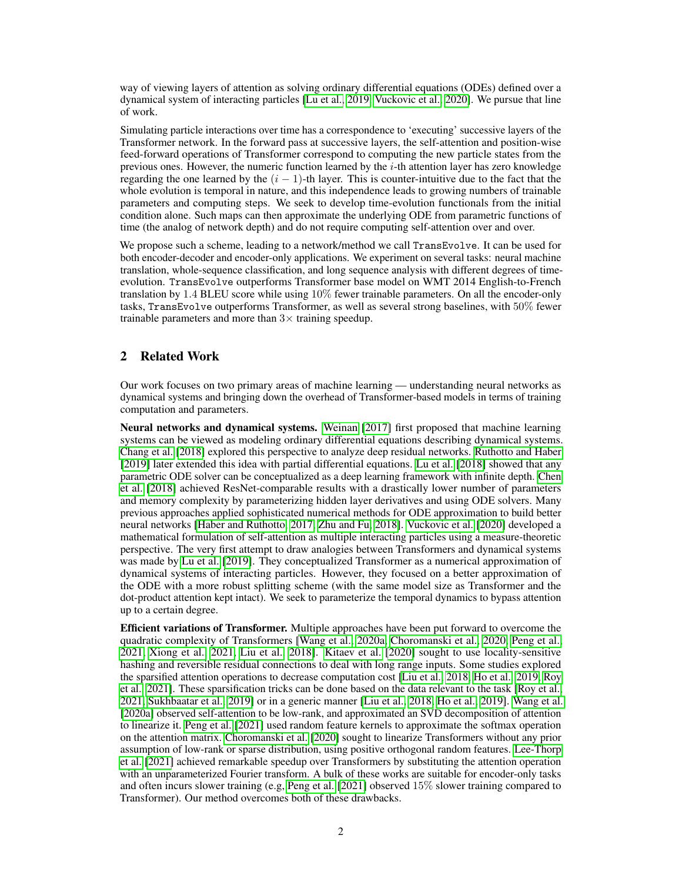way of viewing layers of attention as solving ordinary differential equations (ODEs) defined over a dynamical system of interacting particles [Lu et al., 2019, Vuckovic et al., 2020]. We pursue that line of work.

Simulating particle interactions over time has a correspondence to 'executing' successive layers of the Transformer network. In the forward pass at successive layers, the self-attention and position-wise feed-forward operations of Transformer correspond to computing the new particle states from the previous ones. However, the numeric function learned by the $i$-th attention layer has zero knowledge regarding the one learned by the $(i-1)$-th layer. This is counter-intuitive due to the fact that the whole evolution is temporal in nature, and this independence leads to growing numbers of trainable parameters and computing steps. We seek to develop time-evolution functionals from the initial condition alone. Such maps can then approximate the underlying ODE from parametric functions of time (the analog of network depth) and do not require computing self-attention over and over.

We propose such a scheme, leading to a network/method we call `TransEvolve`. It can be used for both encoder-decoder and encoder-only applications. We experiment on several tasks: neural machine translation, whole-sequence classification, and long sequence analysis with different degrees of time-evolution. `TransEvolve` outperforms Transformer base model on WMT 2014 English-to-French translation by 1.4 BLEU score while using $10\%$ fewer trainable parameters. On all the encoder-only tasks, `TransEvolve` outperforms Transformer, as well as several strong baselines, with $50\%$ fewer trainable parameters and more than $3\times$ training speedup.

## 2 Related Work

Our work focuses on two primary areas of machine learning — understanding neural networks as dynamical systems and bringing down the overhead of Transformer-based models in terms of training computation and parameters.

**Neural networks and dynamical systems.** Weinan [2017] first proposed that machine learning systems can be viewed as modeling ordinary differential equations describing dynamical systems. Chang et al. [2018] explored this perspective to analyze deep residual networks. Ruthotto and Haber [2019] later extended this idea with partial differential equations. Lu et al. [2018] showed that any parametric ODE solver can be conceptualized as a deep learning framework with infinite depth. Chen et al. [2018] achieved ResNet-comparable results with a drastically lower number of parameters and memory complexity by parameterizing hidden layer derivatives and using ODE solvers. Many previous approaches applied sophisticated numerical methods for ODE approximation to build better neural networks [Haber and Ruthotto, 2017, Zhu and Fu, 2018]. Vuckovic et al. [2020] developed a mathematical formulation of self-attention as multiple interacting particles using a measure-theoretic perspective. The very first attempt to draw analogies between Transformers and dynamical systems was made by Lu et al. [2019]. They conceptualized Transformer as a numerical approximation of dynamical systems of interacting particles. However, they focused on a better approximation of the ODE with a more robust splitting scheme (with the same model size as Transformer and the dot-product attention kept intact). We seek to parameterize the temporal dynamics to bypass attention up to a certain degree.

**Efficient variations of Transformer.** Multiple approaches have been put forward to overcome the quadratic complexity of Transformers [Wang et al., 2020a, Choromanski et al., 2020, Peng et al., 2021, Xiong et al., 2021, Liu et al., 2018]. Kitaev et al. [2020] sought to use locality-sensitive hashing and reversible residual connections to deal with long range inputs. Some studies explored the sparsified attention operations to decrease computation cost [Liu et al., 2018, Ho et al., 2019, Roy et al., 2021]. These sparsification tricks can be done based on the data relevant to the task [Roy et al., 2021, Sukhbaatar et al., 2019] or in a generic manner [Liu et al., 2018, Ho et al., 2019]. Wang et al. [2020a] observed self-attention to be low-rank, and approximated an SVD decomposition of attention to linearize it. Peng et al. [2021] used random feature kernels to approximate the softmax operation on the attention matrix. Choromanski et al. [2020] sought to linearize Transformers without any prior assumption of low-rank or sparse distribution, using positive orthogonal random features. Lee-Thorp et al. [2021] achieved remarkable speedup over Transformers by substituting the attention operation with an unparameterized Fourier transform. A bulk of these works are suitable for encoder-only tasks and often incurs slower training (e.g, Peng et al. [2021] observed $15\%$ slower training compared to Transformer). Our method overcomes both of these drawbacks.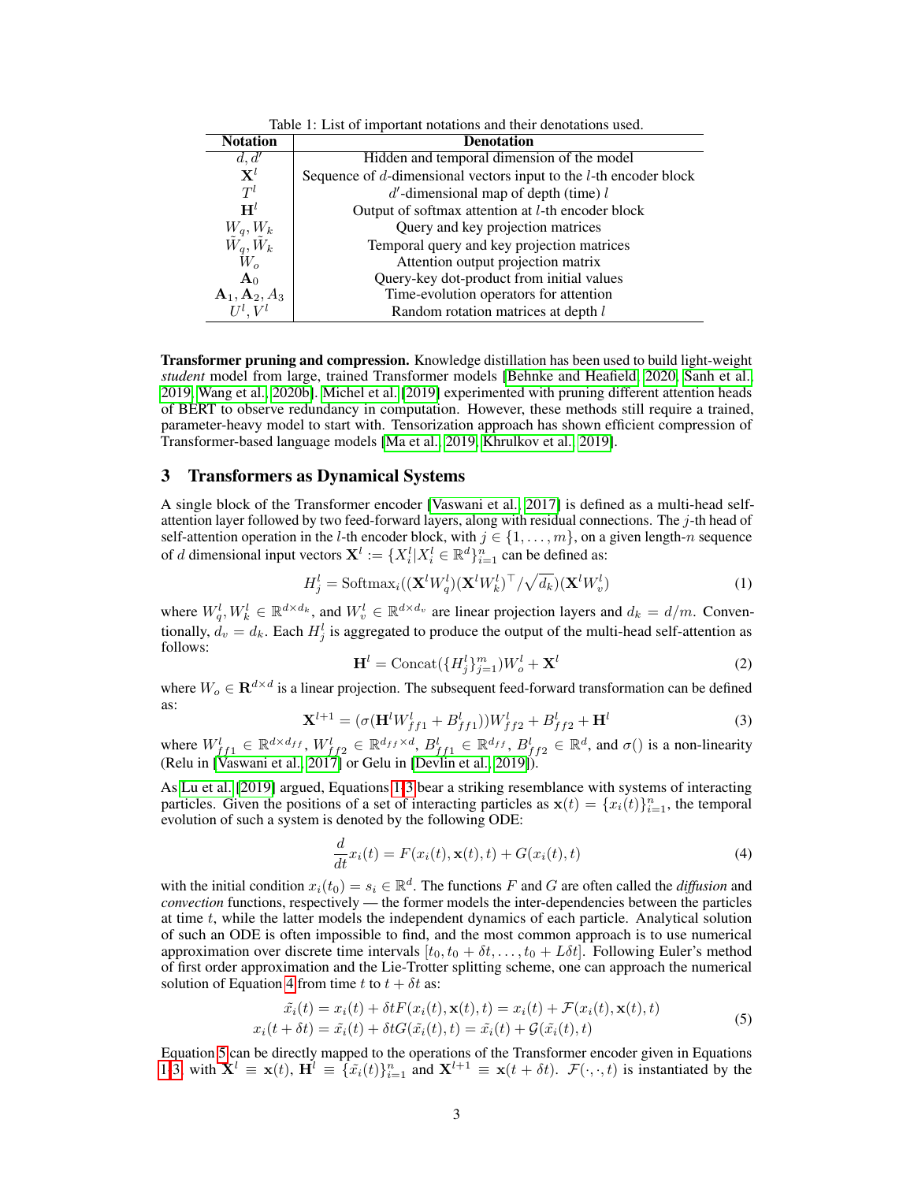Table 1: List of important notations and their denotations used.

| Notation | Denotation |
|---|---|
| $d, d'$ | Hidden and temporal dimension of the model |
| $\mathbf{X}^l$ | Sequence of $d$-dimensional vectors input to the $l$-th encoder block |
| $T^l$ | $d'$-dimensional map of depth (time) $l$ |
| $\mathbf{H}^l$ | Output of softmax attention at $l$-th encoder block |
| $W_q, W_k$ | Query and key projection matrices |
| $\tilde{W}_q, \tilde{W}_k$ | Temporal query and key projection matrices |
| $W_o$ | Attention output projection matrix |
| $\mathbf{A}_0$ | Query-key dot-product from initial values |
| $\mathbf{A}_1, \mathbf{A}_2, A_3$ | Time-evolution operators for attention |
| $U^l, V^l$ | Random rotation matrices at depth $l$ |

**Transformer pruning and compression.** Knowledge distillation has been used to build light-weight *student* model from large, trained Transformer models [Behnke and Heafield, 2020, Sanh et al., 2019, Wang et al., 2020b]. Michel et al. [2019] experimented with pruning different attention heads of BERT to observe redundancy in computation. However, these methods still require a trained, parameter-heavy model to start with. Tensorization approach has shown efficient compression of Transformer-based language models [Ma et al., 2019, Khrulkov et al., 2019].

## 3 Transformers as Dynamical Systems

A single block of the Transformer encoder [Vaswani et al., 2017] is defined as a multi-head self-attention layer followed by two feed-forward layers, along with residual connections. The $j$-th head of self-attention operation in the $l$-th encoder block, with $j \in \{1, \dots, m\}$, on a given length-$n$ sequence of $d$ dimensional input vectors $\mathbf{X}^l := \{X_i^l | X_i^l \in \mathbb{R}^d\}_{i=1}^n$ can be defined as:

$$H_j^l = \text{Softmax}_i((\mathbf{X}^l W_q^l)(\mathbf{X}^l W_k^l)^\top / \sqrt{d_k})(\mathbf{X}^l W_v^l) \tag{1}$$

where $W_q^l, W_k^l \in \mathbb{R}^{d \times d_k}$, and $W_v^l \in \mathbb{R}^{d \times d_v}$ are linear projection layers and $d_k = d/m$. Conventionally, $d_v = d_k$. Each $H_j^l$ is aggregated to produce the output of the multi-head self-attention as follows:

$$\mathbf{H}^l = \text{Concat}(\{H_j^l\}_{j=1}^m) W_o^l + \mathbf{X}^l \tag{2}$$

where $W_o \in \mathbf{R}^{d \times d}$ is a linear projection. The subsequent feed-forward transformation can be defined as:

$$\mathbf{X}^{l+1} = (\sigma(\mathbf{H}^l W_{ff1}^l + B_{ff1}^l)) W_{ff2}^l + B_{ff2}^l + \mathbf{H}^l \tag{3}$$

where $W_{ff1}^l \in \mathbb{R}^{d \times d_{ff}}$, $W_{ff2}^l \in \mathbb{R}^{d_{ff} \times d}$, $B_{ff1}^l \in \mathbb{R}^{d_{ff}}$, $B_{ff2}^l \in \mathbb{R}^d$, and $\sigma()$ is a non-linearity (Relu in [Vaswani et al., 2017] or Gelu in [Devlin et al., 2019]).

As Lu et al. [2019] argued, Equations 1-3 bear a striking resemblance with systems of interacting particles. Given the positions of a set of interacting particles as $\mathbf{x}(t) = \{x_i(t)\}_{i=1}^n$, the temporal evolution of such a system is denoted by the following ODE:

$$\frac{d}{dt} x_i(t) = F(x_i(t), \mathbf{x}(t), t) + G(x_i(t), t) \tag{4}$$

with the initial condition $x_i(t_0) = s_i \in \mathbb{R}^d$. The functions $F$ and $G$ are often called the *diffusion* and *convection* functions, respectively — the former models the inter-dependencies between the particles at time $t$, while the latter models the independent dynamics of each particle. Analytical solution of such an ODE is often impossible to find, and the most common approach is to use numerical approximation over discrete time intervals $[t_0, t_0 + \delta t, \dots, t_0 + L\delta t]$. Following Euler's method of first order approximation and the Lie-Trotter splitting scheme, one can approach the numerical solution of Equation 4 from time $t$ to $t + \delta t$ as:

$$\begin{aligned} \tilde{x}_i(t) &= x_i(t) + \delta t F(x_i(t), \mathbf{x}(t), t) = x_i(t) + \mathcal{F}(x_i(t), \mathbf{x}(t), t) \\ x_i(t + \delta t) &= \tilde{x}_i(t) + \delta t G(\tilde{x}_i(t), t) = \tilde{x}_i(t) + \mathcal{G}(\tilde{x}_i(t), t) \end{aligned} \tag{5}$$

Equation 5 can be directly mapped to the operations of the Transformer encoder given in Equations 1-3, with $\mathbf{X}^l \equiv \mathbf{x}(t)$, $\mathbf{H}^l \equiv \{\tilde{x}_i(t)\}_{i=1}^n$ and $\mathbf{X}^{l+1} \equiv \mathbf{x}(t + \delta t)$. $\mathcal{F}(\cdot, \cdot, t)$ is instantiated by the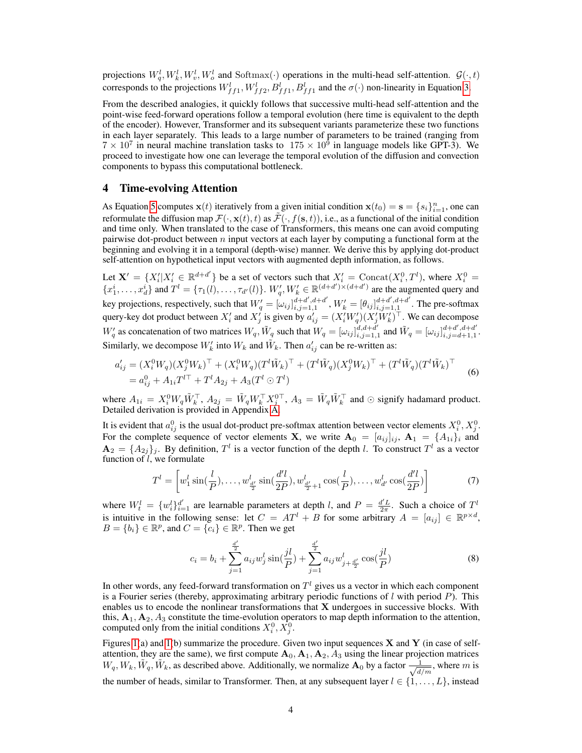projections $W_q^l, W_k^l, W_v^l, W_o^l$ and $\text{Softmax}(\cdot)$ operations in the multi-head self-attention. $\mathcal{G}(\cdot, t)$ corresponds to the projections $W_{ff1}^l, W_{ff2}^l, B_{ff1}^l, B_{ff1}^l$ and the $\sigma(\cdot)$ non-linearity in Equation 3.

From the described analogies, it quickly follows that successive multi-head self-attention and the point-wise feed-forward operations follow a temporal evolution (here time is equivalent to the depth of the encoder). However, Transformer and its subsequent variants parameterize these two functions in each layer separately. This leads to a large number of parameters to be trained (ranging from $7 \times 10^7$ in neural machine translation tasks to $175 \times 10^9$ in language models like GPT-3). We proceed to investigate how one can leverage the temporal evolution of the diffusion and convection components to bypass this computational bottleneck.

## 4 Time-evolving Attention

As Equation 5 computes $\mathbf{x}(t)$ iteratively from a given initial condition $\mathbf{x}(t_0) = \mathbf{s} = \{s_i\}_{i=1}^n$, one can reformulate the diffusion map $\mathcal{F}(\cdot, \mathbf{x}(t), t)$ as $\tilde{\mathcal{F}}(\cdot, f(\mathbf{s}, t))$, i.e., as a functional of the initial condition and time only. When translated to the case of Transformers, this means one can avoid computing pairwise dot-product between $n$ input vectors at each layer by computing a functional form at the beginning and evolving it in a temporal (depth-wise) manner. We derive this by applying dot-product self-attention on hypothetical input vectors with augmented depth information, as follows.

Let $\mathbf{X}' = \{X_i' | X_i' \in \mathbb{R}^{d+d'}\}$ be a set of vectors such that $X_i' = \text{Concat}(X_i^0, T^l)$, where $X_i^0 = \{x_1^i, \dots, x_d^i\}$ and $T^l = \{\tau_1(l), \dots, \tau_{d'}(l)\}$. $W_q', W_k' \in \mathbb{R}^{(d+d') \times (d+d')}$ are the augmented query and key projections, respectively, such that $W_q' = [\omega_{ij}]_{i,j=1,1}^{d+d',d+d'}$, $W_k' = [\theta_{ij}]_{i,j=1,1}^{d+d',d+d'}$. The pre-softmax query-key dot product between $X_i'$ and $X_j'$ is given by $a_{ij}' = (X_i' W_q')(X_j' W_k')^\top$. We can decompose $W_q'$ as concatenation of two matrices $W_q, \tilde{W}_q$ such that $W_q = [\omega_{ij}]_{i,j=1,1}^{d,d+d'}$ and $\tilde{W}_q = [\omega_{ij}]_{i,j=d+1,1}^{d+d',d+d'}$. Similarly, we decompose $W_k'$ into $W_k$ and $\tilde{W}_k$. Then $a_{ij}'$ can be re-written as:

$$
\begin{aligned}
a_{ij}' &= (X_i^0 W_q)(X_j^0 W_k)^\top + (X_i^0 W_q)(T^l \tilde{W}_k)^\top + (T^l \tilde{W}_q)(X_j^0 W_k)^\top + (T^l \tilde{W}_q)(T^l \tilde{W}_k)^\top \\
&= a_{ij}^0 + A_{1i} T^{l\top} + T^l A_{2j} + A_3 (T^l \odot T^l)
\end{aligned}
\tag{6}
$$

where $A_{1i} = X_i^0 W_q \tilde{W}_k^\top$, $A_{2j} = \tilde{W}_q W_k^\top X_j^{0\top}$, $A_3 = \tilde{W}_q \tilde{W}_k^\top$ and $\odot$ signify hadamard product. Detailed derivation is provided in Appendix A.

It is evident that $a_{ij}^0$ is the usual dot-product pre-softmax attention between vector elements $X_i^0, X_j^0$. For the complete sequence of vector elements $\mathbf{X}$, we write $\mathbf{A}_0 = [a_{ij}]_{ij}$, $\mathbf{A}_1 = \{A_{1i}\}_i$ and $\mathbf{A}_2 = \{A_{2j}\}_j$. By definition, $T^l$ is a vector function of the depth $l$. To construct $T^l$ as a vector function of $l$, we formulate

$$
T^l = \left[ w_1^l \sin(\frac{l}{P}), \dots, w_{\frac{d'}{2}}^l \sin(\frac{d'l}{2P}), w_{\frac{d'}{2}+1}^l \cos(\frac{l}{P}), \dots, w_{d'}^l \cos(\frac{d'l}{2P}) \right]
\tag{7}
$$

where $W_t^l = \{w_i^l\}_{i=1}^{d'}$ are learnable parameters at depth $l$, and $P = \frac{d'L}{2\pi}$. Such a choice of $T^l$ is intuitive in the following sense: let $C = AT^l + B$ for some arbitrary $A = [a_{ij}] \in \mathbb{R}^{p \times d}$, $B = \{b_i\} \in \mathbb{R}^p$, and $C = \{c_i\} \in \mathbb{R}^p$. Then we get

$$
c_i = b_i + \sum_{j=1}^{\frac{d'}{2}} a_{ij} w_j^l \sin(\frac{jl}{P}) + \sum_{j=1}^{\frac{d'}{2}} a_{ij} w_{j+\frac{d'}{2}}^l \cos(\frac{jl}{P})
\tag{8}
$$

In other words, any feed-forward transformation on $T^l$ gives us a vector in which each component is a Fourier series (thereby, approximating arbitrary periodic functions of $l$ with period $P$). This enables us to encode the nonlinear transformations that $\mathbf{X}$ undergoes in successive blocks. With this, $\mathbf{A}_1, \mathbf{A}_2, A_3$ constitute the time-evolution operators to map depth information to the attention, computed only from the initial conditions $X_i^0, X_j^0$.

Figures 1(a) and 1(b) summarize the procedure. Given two input sequences $\mathbf{X}$ and $\mathbf{Y}$ (in case of self-attention, they are the same), we first compute $\mathbf{A}_0, \mathbf{A}_1, \mathbf{A}_2, A_3$ using the linear projection matrices $W_q, W_k, \tilde{W}_q, \tilde{W}_k$, as described above. Additionally, we normalize $\mathbf{A}_0$ by a factor $\frac{1}{\sqrt{d/m}}$, where $m$ is the number of heads, similar to Transformer. Then, at any subsequent layer $l \in \{1, \dots, L\}$, instead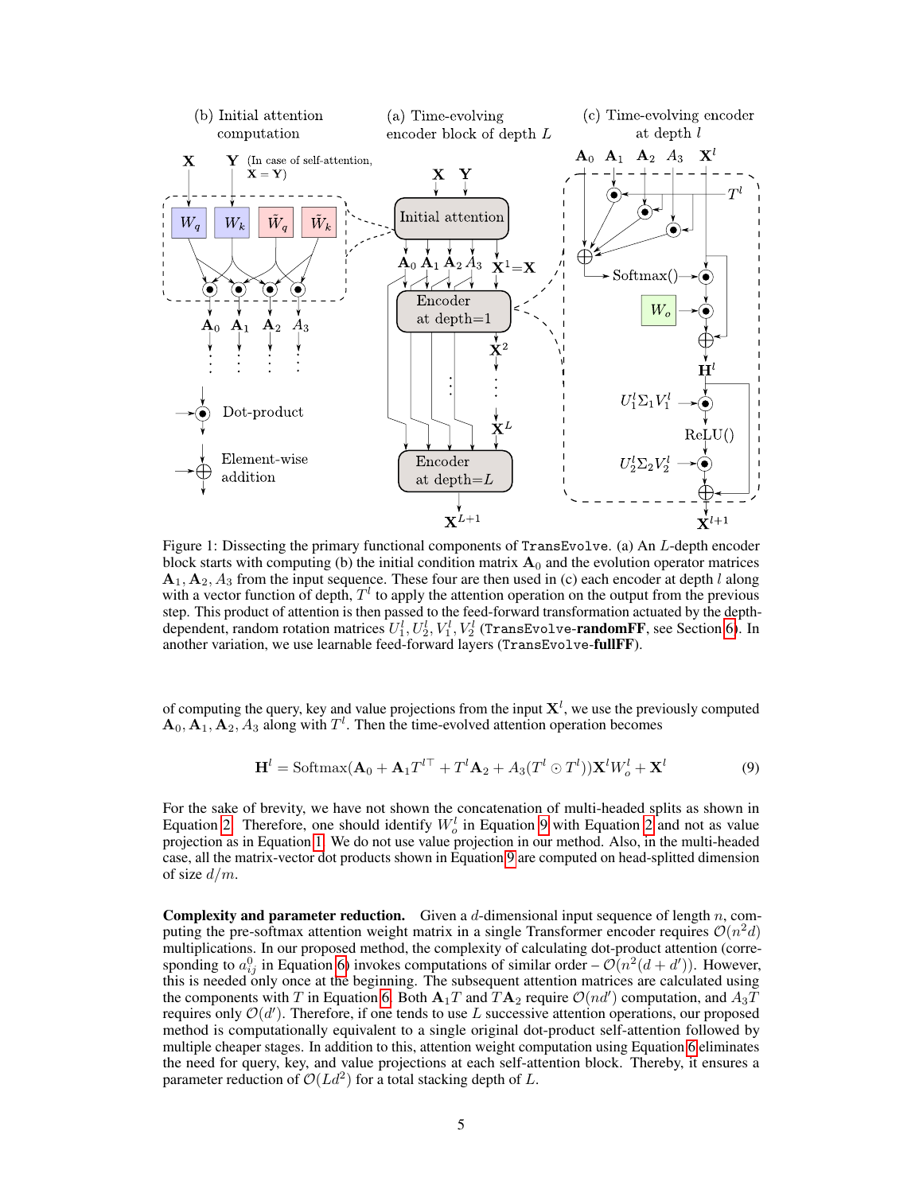Figure 1: Dissecting the primary functional components of TransEvolve. (a) An $L$-depth encoder block starts with computing (b) the initial condition matrix $\mathbf{A}_0$ and the evolution operator matrices $\mathbf{A}_1, \mathbf{A}_2, A_3$ from the input sequence. These four are then used in (c) each encoder at depth $l$ along with a vector function of depth, $T^l$ to apply the attention operation on the output from the previous step. This product of attention is then passed to the feed-forward transformation actuated by the depth-dependent, random rotation matrices $U_1^l, U_2^l, V_1^l, V_2^l$ (TransEvolve-**randomFF**, see Section 6). In another variation, we use learnable feed-forward layers (TransEvolve-**fullFF**).

of computing the query, key and value projections from the input $\mathbf{X}^l$, we use the previously computed $\mathbf{A}_0, \mathbf{A}_1, \mathbf{A}_2, A_3$ along with $T^l$. Then the time-evolved attention operation becomes

$$\mathbf{H}^l = \text{Softmax}(\mathbf{A}_0 + \mathbf{A}_1 T^{l\top} + T^l \mathbf{A}_2 + A_3(T^l \odot T^l))\mathbf{X}^l W_o^l + \mathbf{X}^l \tag{9}$$

For the sake of brevity, we have not shown the concatenation of multi-headed splits as shown in Equation 2. Therefore, one should identify $W_o^l$ in Equation 9 with Equation 2 and not as value projection as in Equation 1. We do not use value projection in our method. Also, in the multi-headed case, all the matrix-vector dot products shown in Equation 9 are computed on head-splitted dimension of size $d/m$.

**Complexity and parameter reduction.** Given a $d$-dimensional input sequence of length $n$, computing the pre-softmax attention weight matrix in a single Transformer encoder requires $\mathcal{O}(n^2 d)$ multiplications. In our proposed method, the complexity of calculating dot-product attention (corresponding to $a_{ij}^0$ in Equation 6) invokes computations of similar order – $\mathcal{O}(n^2(d + d'))$. However, this is needed only once at the beginning. The subsequent attention matrices are calculated using the components with $T$ in Equation 6. Both $\mathbf{A}_1 T$ and $T\mathbf{A}_2$ require $\mathcal{O}(nd')$ computation, and $A_3 T$ requires only $\mathcal{O}(d')$. Therefore, if one tends to use $L$ successive attention operations, our proposed method is computationally equivalent to a single original dot-product self-attention followed by multiple cheaper stages. In addition to this, attention weight computation using Equation 6 eliminates the need for query, key, and value projections at each self-attention block. Thereby, it ensures a parameter reduction of $\mathcal{O}(Ld^2)$ for a total stacking depth of $L$.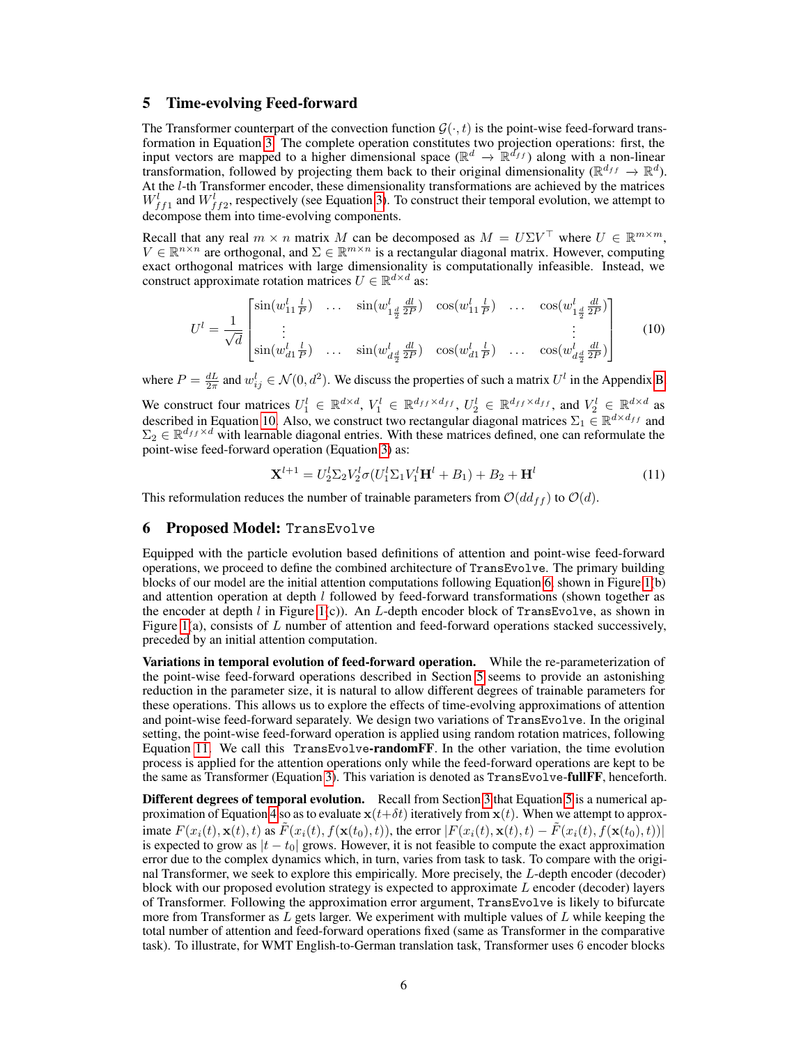## 5 Time-evolving Feed-forward

The Transformer counterpart of the convection function $\mathcal{G}(\cdot, t)$ is the point-wise feed-forward transformation in Equation 3. The complete operation constitutes two projection operations: first, the input vectors are mapped to a higher dimensional space ($\mathbb{R}^d \rightarrow \mathbb{R}^{d_{ff}}$) along with a non-linear transformation, followed by projecting them back to their original dimensionality ($\mathbb{R}^{d_{ff}} \rightarrow \mathbb{R}^d$). At the $l$-th Transformer encoder, these dimensionality transformations are achieved by the matrices $W^l_{ff1}$ and $W^l_{ff2}$, respectively (see Equation 3). To construct their temporal evolution, we attempt to decompose them into time-evolving components.

Recall that any real $m \times n$ matrix $M$ can be decomposed as $M = U\Sigma V^\top$ where $U \in \mathbb{R}^{m\times m}$, $V \in \mathbb{R}^{n\times n}$ are orthogonal, and $\Sigma \in \mathbb{R}^{m\times n}$ is a rectangular diagonal matrix. However, computing exact orthogonal matrices with large dimensionality is computationally infeasible. Instead, we construct approximate rotation matrices $U \in \mathbb{R}^{d\times d}$ as:

$$U^l = \frac{1}{\sqrt{d}} \begin{bmatrix} \sin(w^l_{11}\frac{l}{P}) & \dots & \sin(w^l_{1\frac{d}{2}}\frac{dl}{2P}) & \cos(w^l_{11}\frac{l}{P}) & \dots & \cos(w^l_{1\frac{d}{2}}\frac{dl}{2P}) \\ \vdots & & & & & \vdots \\ \sin(w^l_{d1}\frac{l}{P}) & \dots & \sin(w^l_{d\frac{d}{2}}\frac{dl}{2P}) & \cos(w^l_{d1}\frac{l}{P}) & \dots & \cos(w^l_{d\frac{d}{2}}\frac{dl}{2P}) \end{bmatrix} \tag{10}$$

where $P = \frac{dL}{2\pi}$ and $w^l_{ij} \in \mathcal{N}(0, d^2)$. We discuss the properties of such a matrix $U^l$ in the Appendix B.

We construct four matrices $U^l_1 \in \mathbb{R}^{d\times d}$, $V^l_1 \in \mathbb{R}^{d_{ff}\times d_{ff}}$, $U^l_2 \in \mathbb{R}^{d_{ff}\times d_{ff}}$, and $V^l_2 \in \mathbb{R}^{d\times d}$ as described in Equation 10. Also, we construct two rectangular diagonal matrices $\Sigma_1 \in \mathbb{R}^{d\times d_{ff}}$ and $\Sigma_2 \in \mathbb{R}^{d_{ff}\times d}$ with learnable diagonal entries. With these matrices defined, one can reformulate the point-wise feed-forward operation (Equation 3) as:

$$\mathbf{X}^{l+1} = U^l_2\Sigma_2 V^l_2 \sigma(U^l_1\Sigma_1 V^l_1 \mathbf{H}^l + B_1) + B_2 + \mathbf{H}^l \tag{11}$$

This reformulation reduces the number of trainable parameters from $\mathcal{O}(dd_{ff})$ to $\mathcal{O}(d)$.

## 6 Proposed Model: TransEvolve

Equipped with the particle evolution based definitions of attention and point-wise feed-forward operations, we proceed to define the combined architecture of TransEvolve. The primary building blocks of our model are the initial attention computations following Equation 6, shown in Figure 1(b) and attention operation at depth $l$ followed by feed-forward transformations (shown together as the encoder at depth $l$ in Figure 1(c)). An $L$-depth encoder block of TransEvolve, as shown in Figure 1(a), consists of $L$ number of attention and feed-forward operations stacked successively, preceded by an initial attention computation.

**Variations in temporal evolution of feed-forward operation.** While the re-parameterization of the point-wise feed-forward operations described in Section 5 seems to provide an astonishing reduction in the parameter size, it is natural to allow different degrees of trainable parameters for these operations. This allows us to explore the effects of time-evolving approximations of attention and point-wise feed-forward separately. We design two variations of TransEvolve. In the original setting, the point-wise feed-forward operation is applied using random rotation matrices, following Equation 11. We call this TransEvolve-**randomFF**. In the other variation, the time evolution process is applied for the attention operations only while the feed-forward operations are kept to be the same as Transformer (Equation 3). This variation is denoted as TransEvolve-**fullFF**, henceforth.

**Different degrees of temporal evolution.** Recall from Section 3 that Equation 5 is a numerical approximation of Equation 4 so as to evaluate $\mathbf{x}(t+\delta t)$ iteratively from $\mathbf{x}(t)$. When we attempt to approximate $F(x_i(t), \mathbf{x}(t), t)$ as $\tilde{F}(x_i(t), f(\mathbf{x}(t_0), t))$, the error $|F(x_i(t), \mathbf{x}(t), t) - \tilde{F}(x_i(t), f(\mathbf{x}(t_0), t))|$ is expected to grow as $|t - t_0|$ grows. However, it is not feasible to compute the exact approximation error due to the complex dynamics which, in turn, varies from task to task. To compare with the original Transformer, we seek to explore this empirically. More precisely, the $L$-depth encoder (decoder) block with our proposed evolution strategy is expected to approximate $L$ encoder (decoder) layers of Transformer. Following the approximation error argument, TransEvolve is likely to bifurcate more from Transformer as $L$ gets larger. We experiment with multiple values of $L$ while keeping the total number of attention and feed-forward operations fixed (same as Transformer in the comparative task). To illustrate, for WMT English-to-German translation task, Transformer uses 6 encoder blocks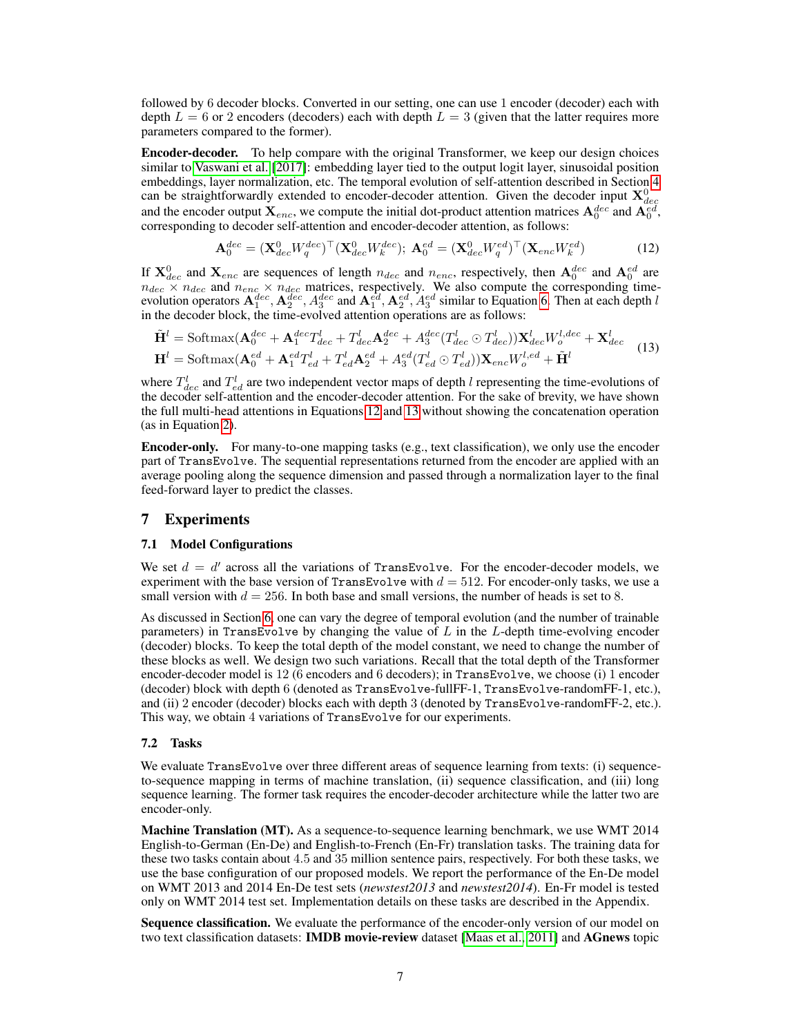followed by 6 decoder blocks. Converted in our setting, one can use 1 encoder (decoder) each with depth $L = 6$ or 2 encoders (decoders) each with depth $L = 3$ (given that the latter requires more parameters compared to the former).

**Encoder-decoder.** To help compare with the original Transformer, we keep our design choices similar to Vaswani et al. [2017]: embedding layer tied to the output logit layer, sinusoidal position embeddings, layer normalization, etc. The temporal evolution of self-attention described in Section 4 can be straightforwardly extended to encoder-decoder attention. Given the decoder input $\mathbf{X}^0_{dec}$ and the encoder output $\mathbf{X}_{enc}$, we compute the initial dot-product attention matrices $\mathbf{A}^{dec}_0$ and $\mathbf{A}^{ed}_0$, corresponding to decoder self-attention and encoder-decoder attention, as follows:

$$\mathbf{A}^{dec}_0 = (\mathbf{X}^0_{dec} W^{dec}_q)^\top (\mathbf{X}^0_{dec} W^{dec}_k);\ \mathbf{A}^{ed}_0 = (\mathbf{X}^0_{dec} W^{ed}_q)^\top (\mathbf{X}_{enc} W^{ed}_k) \tag{12}$$

If $\mathbf{X}^0_{dec}$ and $\mathbf{X}_{enc}$ are sequences of length $n_{dec}$ and $n_{enc}$, respectively, then $\mathbf{A}^{dec}_0$ and $\mathbf{A}^{ed}_0$ are $n_{dec} \times n_{dec}$ and $n_{enc} \times n_{dec}$ matrices, respectively. We also compute the corresponding time-evolution operators $\mathbf{A}^{dec}_1, \mathbf{A}^{dec}_2, A^{dec}_3$ and $\mathbf{A}^{ed}_1, \mathbf{A}^{ed}_2, A^{ed}_3$ similar to Equation 6. Then at each depth $l$ in the decoder block, the time-evolved attention operations are as follows:

$$\begin{aligned}
\tilde{\mathbf{H}}^l &= \text{Softmax}(\mathbf{A}^{dec}_0 + \mathbf{A}^{dec}_1 T^l_{dec} + T^l_{dec} \mathbf{A}^{dec}_2 + A^{dec}_3 (T^l_{dec} \odot T^l_{dec})) \mathbf{X}^l_{dec} W^{l,dec}_o + \mathbf{X}^l_{dec} \\
\mathbf{H}^l &= \text{Softmax}(\mathbf{A}^{ed}_0 + \mathbf{A}^{ed}_1 T^l_{ed} + T^l_{ed} \mathbf{A}^{ed}_2 + A^{ed}_3 (T^l_{ed} \odot T^l_{ed})) \mathbf{X}_{enc} W^{l,ed}_o + \tilde{\mathbf{H}}^l
\end{aligned} \tag{13}$$

where $T^l_{dec}$ and $T^l_{ed}$ are two independent vector maps of depth $l$ representing the time-evolutions of the decoder self-attention and the encoder-decoder attention. For the sake of brevity, we have shown the full multi-head attentions in Equations 12 and 13 without showing the concatenation operation (as in Equation 2).

**Encoder-only.** For many-to-one mapping tasks (e.g., text classification), we only use the encoder part of `TransEvolve`. The sequential representations returned from the encoder are applied with an average pooling along the sequence dimension and passed through a normalization layer to the final feed-forward layer to predict the classes.

## 7 Experiments

### 7.1 Model Configurations

We set $d = d'$ across all the variations of `TransEvolve`. For the encoder-decoder models, we experiment with the base version of `TransEvolve` with $d = 512$. For encoder-only tasks, we use a small version with $d = 256$. In both base and small versions, the number of heads is set to 8.

As discussed in Section 6, one can vary the degree of temporal evolution (and the number of trainable parameters) in `TransEvolve` by changing the value of $L$ in the $L$-depth time-evolving encoder (decoder) blocks. To keep the total depth of the model constant, we need to change the number of these blocks as well. We design two such variations. Recall that the total depth of the Transformer encoder-decoder model is 12 (6 encoders and 6 decoders); in `TransEvolve`, we choose (i) 1 encoder (decoder) block with depth 6 (denoted as `TransEvolve-fullFF-1`, `TransEvolve-randomFF-1`, etc.), and (ii) 2 encoder (decoder) blocks each with depth 3 (denoted by `TransEvolve-randomFF-2`, etc.). This way, we obtain 4 variations of `TransEvolve` for our experiments.

### 7.2 Tasks

We evaluate `TransEvolve` over three different areas of sequence learning from texts: (i) sequence-to-sequence mapping in terms of machine translation, (ii) sequence classification, and (iii) long sequence learning. The former task requires the encoder-decoder architecture while the latter two are encoder-only.

**Machine Translation (MT).** As a sequence-to-sequence learning benchmark, we use WMT 2014 English-to-German (En-De) and English-to-French (En-Fr) translation tasks. The training data for these two tasks contain about 4.5 and 35 million sentence pairs, respectively. For both these tasks, we use the base configuration of our proposed models. We report the performance of the En-De model on WMT 2013 and 2014 En-De test sets (*newstest2013* and *newstest2014*). En-Fr model is tested only on WMT 2014 test set. Implementation details on these tasks are described in the Appendix.

**Sequence classification.** We evaluate the performance of the encoder-only version of our model on two text classification datasets: **IMDB movie-review** dataset [Maas et al., 2011] and **AGnews** topic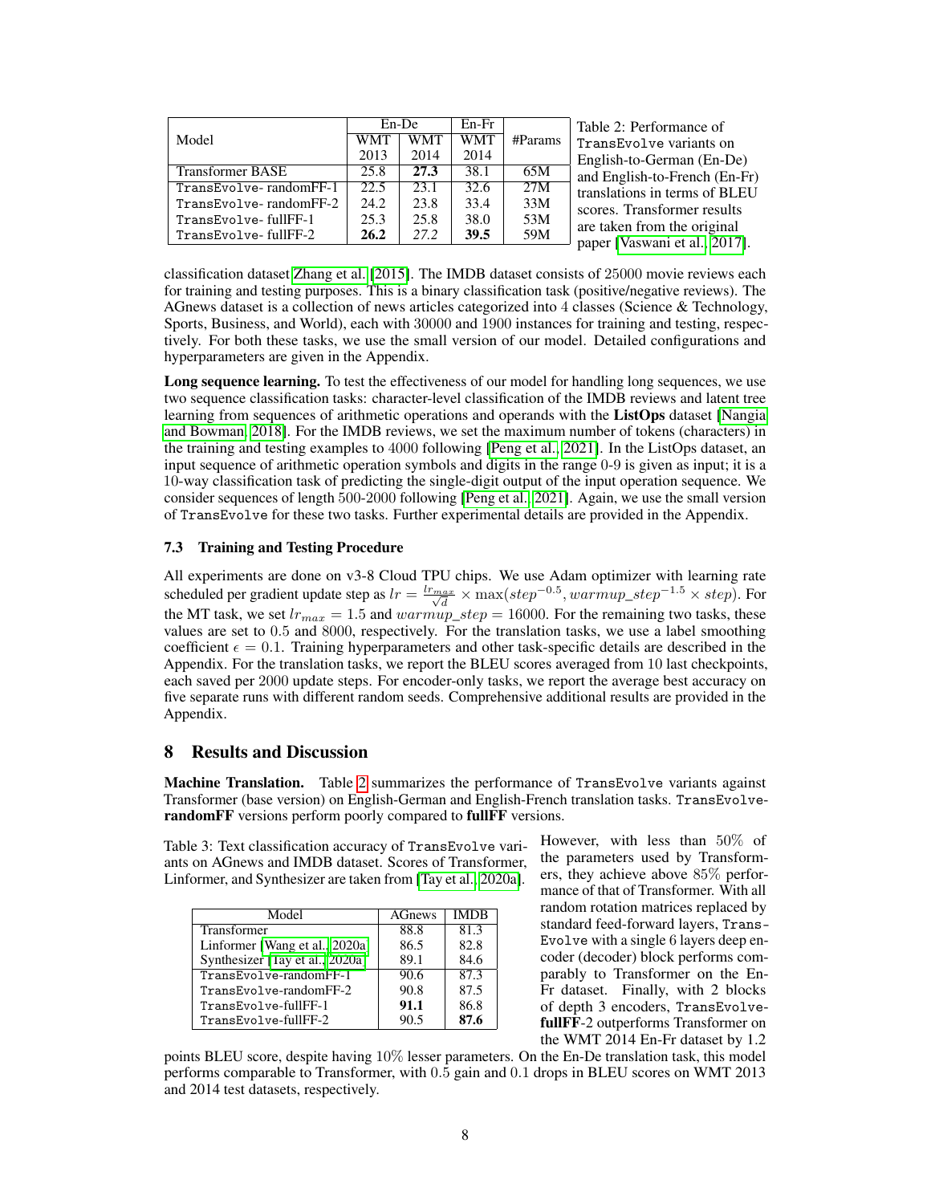| Model | En-De | | En-Fr | #Params |
|---|---|---|---|---|
| | WMT 2013 | WMT 2014 | WMT 2014 | |
| Transformer BASE | 25.8 | **27.3** | 38.1 | 65M |
| TransEvolve- randomFF-1 | 22.5 | 23.1 | 32.6 | 27M |
| TransEvolve- randomFF-2 | 24.2 | 23.8 | 33.4 | 33M |
| TransEvolve- fullFF-1 | 25.3 | 25.8 | 38.0 | 53M |
| TransEvolve- fullFF-2 | **26.2** | *27.2* | **39.5** | 59M |

Table 2: Performance of TransEvolve variants on English-to-German (En-De) and English-to-French (En-Fr) translations in terms of BLEU scores. Transformer results are taken from the original paper [Vaswani et al., 2017].

classification dataset Zhang et al. [2015]. The IMDB dataset consists of 25000 movie reviews each for training and testing purposes. This is a binary classification task (positive/negative reviews). The AGnews dataset is a collection of news articles categorized into 4 classes (Science & Technology, Sports, Business, and World), each with 30000 and 1900 instances for training and testing, respectively. For both these tasks, we use the small version of our model. Detailed configurations and hyperparameters are given in the Appendix.

**Long sequence learning.** To test the effectiveness of our model for handling long sequences, we use two sequence classification tasks: character-level classification of the IMDB reviews and latent tree learning from sequences of arithmetic operations and operands with the **ListOps** dataset [Nangia and Bowman, 2018]. For the IMDB reviews, we set the maximum number of tokens (characters) in the training and testing examples to 4000 following [Peng et al., 2021]. In the ListOps dataset, an input sequence of arithmetic operation symbols and digits in the range 0-9 is given as input; it is a 10-way classification task of predicting the single-digit output of the input operation sequence. We consider sequences of length 500-2000 following [Peng et al., 2021]. Again, we use the small version of TransEvolve for these two tasks. Further experimental details are provided in the Appendix.

### 7.3 Training and Testing Procedure

All experiments are done on v3-8 Cloud TPU chips. We use Adam optimizer with learning rate scheduled per gradient update step as $lr = \frac{lr_{max}}{\sqrt{d}} \times \max(step^{-0.5}, warmup\_step^{-1.5} \times step)$. For the MT task, we set $lr_{max} = 1.5$ and $warmup\_step = 16000$. For the remaining two tasks, these values are set to 0.5 and 8000, respectively. For the translation tasks, we use a label smoothing coefficient $\epsilon = 0.1$. Training hyperparameters and other task-specific details are described in the Appendix. For the translation tasks, we report the BLEU scores averaged from 10 last checkpoints, each saved per 2000 update steps. For encoder-only tasks, we report the average best accuracy on five separate runs with different random seeds. Comprehensive additional results are provided in the Appendix.

## 8 Results and Discussion

**Machine Translation.** Table 2 summarizes the performance of TransEvolve variants against Transformer (base version) on English-German and English-French translation tasks. TransEvolve-**randomFF** versions perform poorly compared to **fullFF** versions. However, with less than 50% of the parameters used by Transformers, they achieve above 85% performance of that of Transformer. With all random rotation matrices replaced by standard feed-forward layers, TransEvolve with a single 6 layers deep encoder (decoder) block performs comparably to Transformer on the En-Fr dataset. Finally, with 2 blocks of depth 3 encoders, TransEvolve-**fullFF**-2 outperforms Transformer on the WMT 2014 En-Fr dataset by 1.2 points BLEU score, despite having 10% lesser parameters. On the En-De translation task, this model performs comparable to Transformer, with 0.5 gain and 0.1 drops in BLEU scores on WMT 2013 and 2014 test datasets, respectively.

Table 3: Text classification accuracy of TransEvolve variants on AGnews and IMDB dataset. Scores of Transformer, Linformer, and Synthesizer are taken from [Tay et al., 2020a].

| Model | AGnews | IMDB |
|---|---|---|
| Transformer | 88.8 | 81.3 |
| Linformer [Wang et al., 2020a] | 86.5 | 82.8 |
| Synthesizer [Tay et al., 2020a] | 89.1 | 84.6 |
| TransEvolve-randomFF-1 | 90.6 | 87.3 |
| TransEvolve-randomFF-2 | 90.8 | 87.5 |
| TransEvolve-fullFF-1 | **91.1** | 86.8 |
| TransEvolve-fullFF-2 | 90.5 | **87.6** |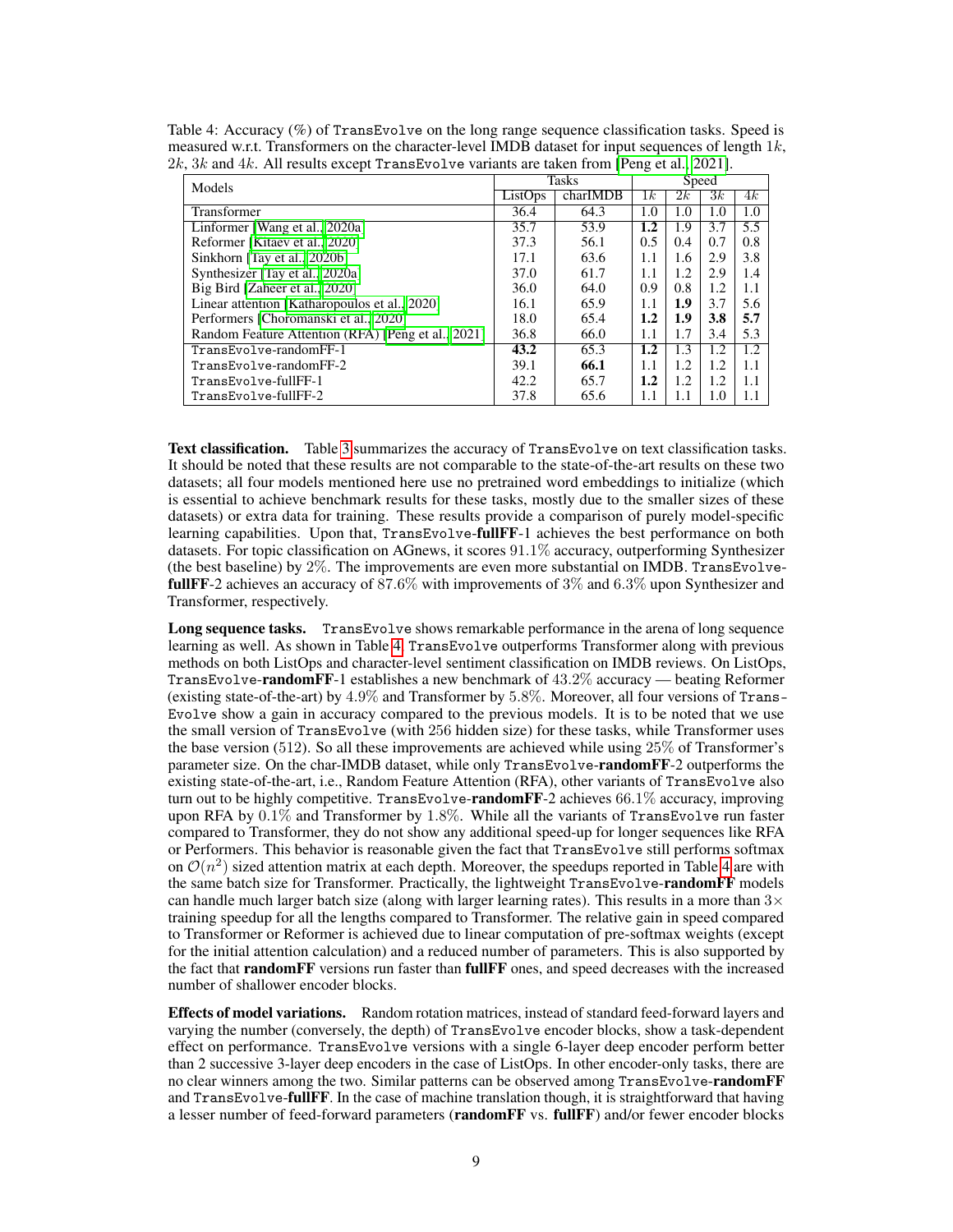Table 4: Accuracy (%) of `TransEvolve` on the long range sequence classification tasks. Speed is measured w.r.t. Transformers on the character-level IMDB dataset for input sequences of length $1k$, $2k$, $3k$ and $4k$. All results except `TransEvolve` variants are taken from [Peng et al., 2021].

| Models | Tasks | | Speed | | | |
|---|---|---|---|---|---|---|
| | ListOps | charIMDB | $1k$ | $2k$ | $3k$ | $4k$ |
| Transformer | 36.4 | 64.3 | 1.0 | 1.0 | 1.0 | 1.0 |
| Linformer [Wang et al., 2020a] | 35.7 | 53.9 | **1.2** | 1.9 | 3.7 | 5.5 |
| Reformer [Kitaev et al., 2020] | 37.3 | 56.1 | 0.5 | 0.4 | 0.7 | 0.8 |
| Sinkhorn [Tay et al., 2020b] | 17.1 | 63.6 | 1.1 | 1.6 | 2.9 | 3.8 |
| Synthesizer [Tay et al., 2020a] | 37.0 | 61.7 | 1.1 | 1.2 | 2.9 | 1.4 |
| Big Bird [Zaheer et al., 2020] | 36.0 | 64.0 | 0.9 | 0.8 | 1.2 | 1.1 |
| Linear attention [Katharopoulos et al., 2020] | 16.1 | 65.9 | 1.1 | **1.9** | 3.7 | 5.6 |
| Performers [Choromanski et al., 2020] | 18.0 | 65.4 | **1.2** | **1.9** | **3.8** | **5.7** |
| Random Feature Attention (RFA) [Peng et al., 2021] | 36.8 | 66.0 | 1.1 | 1.7 | 3.4 | 5.3 |
| `TransEvolve-randomFF-1` | **43.2** | 65.3 | **1.2** | 1.3 | 1.2 | 1.2 |
| `TransEvolve-randomFF-2` | 39.1 | **66.1** | 1.1 | 1.2 | 1.2 | 1.1 |
| `TransEvolve-fullFF-1` | 42.2 | 65.7 | **1.2** | 1.2 | 1.2 | 1.1 |
| `TransEvolve-fullFF-2` | 37.8 | 65.6 | 1.1 | 1.1 | 1.0 | 1.1 |

**Text classification.** Table 3 summarizes the accuracy of `TransEvolve` on text classification tasks. It should be noted that these results are not comparable to the state-of-the-art results on these two datasets; all four models mentioned here use no pretrained word embeddings to initialize (which is essential to achieve benchmark results for these tasks, mostly due to the smaller sizes of these datasets) or extra data for training. These results provide a comparison of purely model-specific learning capabilities. Upon that, `TransEvolve`-**fullFF**-1 achieves the best performance on both datasets. For topic classification on AGnews, it scores $91.1\%$ accuracy, outperforming Synthesizer (the best baseline) by $2\%$. The improvements are even more substantial on IMDB. `TransEvolve`-**fullFF**-2 achieves an accuracy of $87.6\%$ with improvements of $3\%$ and $6.3\%$ upon Synthesizer and Transformer, respectively.

**Long sequence tasks.** `TransEvolve` shows remarkable performance in the arena of long sequence learning as well. As shown in Table 4, `TransEvolve` outperforms Transformer along with previous methods on both ListOps and character-level sentiment classification on IMDB reviews. On ListOps, `TransEvolve`-**randomFF**-1 establishes a new benchmark of $43.2\%$ accuracy — beating Reformer (existing state-of-the-art) by $4.9\%$ and Transformer by $5.8\%$. Moreover, all four versions of `Trans-Evolve` show a gain in accuracy compared to the previous models. It is to be noted that we use the small version of `TransEvolve` (with 256 hidden size) for these tasks, while Transformer uses the base version (512). So all these improvements are achieved while using $25\%$ of Transformer's parameter size. On the char-IMDB dataset, while only `TransEvolve`-**randomFF**-2 outperforms the existing state-of-the-art, i.e., Random Feature Attention (RFA), other variants of `TransEvolve` also turn out to be highly competitive. `TransEvolve`-**randomFF**-2 achieves $66.1\%$ accuracy, improving upon RFA by $0.1\%$ and Transformer by $1.8\%$. While all the variants of `TransEvolve` run faster compared to Transformer, they do not show any additional speed-up for longer sequences like RFA or Performers. This behavior is reasonable given the fact that `TransEvolve` still performs softmax on $\mathcal{O}(n^2)$ sized attention matrix at each depth. Moreover, the speedups reported in Table 4 are with the same batch size for Transformer. Practically, the lightweight `TransEvolve`-**randomFF** models can handle much larger batch size (along with larger learning rates). This results in a more than $3\times$ training speedup for all the lengths compared to Transformer. The relative gain in speed compared to Transformer or Reformer is achieved due to linear computation of pre-softmax weights (except for the initial attention calculation) and a reduced number of parameters. This is also supported by the fact that **randomFF** versions run faster than **fullFF** ones, and speed decreases with the increased number of shallower encoder blocks.

**Effects of model variations.** Random rotation matrices, instead of standard feed-forward layers and varying the number (conversely, the depth) of `TransEvolve` encoder blocks, show a task-dependent effect on performance. `TransEvolve` versions with a single 6-layer deep encoder perform better than 2 successive 3-layer deep encoders in the case of ListOps. In other encoder-only tasks, there are no clear winners among the two. Similar patterns can be observed among `TransEvolve`-**randomFF** and `TransEvolve`-**fullFF**. In the case of machine translation though, it is straightforward that having a lesser number of feed-forward parameters (**randomFF** vs. **fullFF**) and/or fewer encoder blocks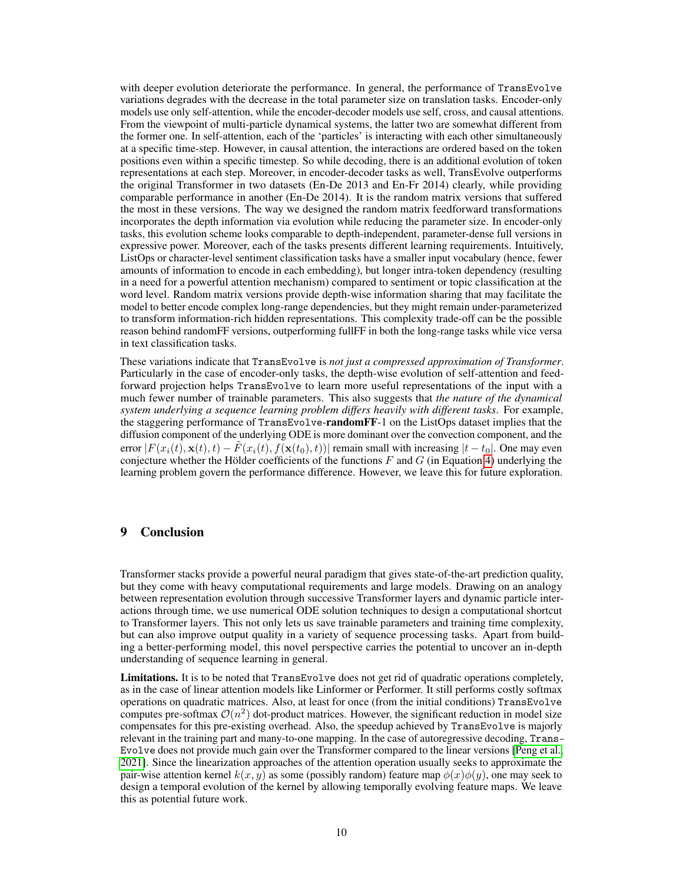with deeper evolution deteriorate the performance. In general, the performance of TransEvolve variations degrades with the decrease in the total parameter size on translation tasks. Encoder-only models use only self-attention, while the encoder-decoder models use self, cross, and causal attentions. From the viewpoint of multi-particle dynamical systems, the latter two are somewhat different from the former one. In self-attention, each of the 'particles' is interacting with each other simultaneously at a specific time-step. However, in causal attention, the interactions are ordered based on the token positions even within a specific timestep. So while decoding, there is an additional evolution of token representations at each step. Moreover, in encoder-decoder tasks as well, TransEvolve outperforms the original Transformer in two datasets (En-De 2013 and En-Fr 2014) clearly, while providing comparable performance in another (En-De 2014). It is the random matrix versions that suffered the most in these versions. The way we designed the random matrix feedforward transformations incorporates the depth information via evolution while reducing the parameter size. In encoder-only tasks, this evolution scheme looks comparable to depth-independent, parameter-dense full versions in expressive power. Moreover, each of the tasks presents different learning requirements. Intuitively, ListOps or character-level sentiment classification tasks have a smaller input vocabulary (hence, fewer amounts of information to encode in each embedding), but longer intra-token dependency (resulting in a need for a powerful attention mechanism) compared to sentiment or topic classification at the word level. Random matrix versions provide depth-wise information sharing that may facilitate the model to better encode complex long-range dependencies, but they might remain under-parameterized to transform information-rich hidden representations. This complexity trade-off can be the possible reason behind randomFF versions, outperforming fullFF in both the long-range tasks while vice versa in text classification tasks.

These variations indicate that TransEvolve is *not just a compressed approximation of Transformer*. Particularly in the case of encoder-only tasks, the depth-wise evolution of self-attention and feedforward projection helps TransEvolve to learn more useful representations of the input with a much fewer number of trainable parameters. This also suggests that *the nature of the dynamical system underlying a sequence learning problem differs heavily with different tasks*. For example, the staggering performance of TransEvolve-**randomFF**-1 on the ListOps dataset implies that the diffusion component of the underlying ODE is more dominant over the convection component, and the error $|F(x_i(t), \mathbf{x}(t), t) - \tilde{F}(x_i(t), f(\mathbf{x}(t_0), t))|$ remain small with increasing $|t - t_0|$. One may even conjecture whether the Hölder coefficients of the functions $F$ and $G$ (in Equation 4) underlying the learning problem govern the performance difference. However, we leave this for future exploration.

## 9 Conclusion

Transformer stacks provide a powerful neural paradigm that gives state-of-the-art prediction quality, but they come with heavy computational requirements and large models. Drawing on an analogy between representation evolution through successive Transformer layers and dynamic particle interactions through time, we use numerical ODE solution techniques to design a computational shortcut to Transformer layers. This not only lets us save trainable parameters and training time complexity, but can also improve output quality in a variety of sequence processing tasks. Apart from building a better-performing model, this novel perspective carries the potential to uncover an in-depth understanding of sequence learning in general.

**Limitations.** It is to be noted that TransEvolve does not get rid of quadratic operations completely, as in the case of linear attention models like Linformer or Performer. It still performs costly softmax operations on quadratic matrices. Also, at least for once (from the initial conditions) TransEvolve computes pre-softmax $\mathcal{O}(n^2)$ dot-product matrices. However, the significant reduction in model size compensates for this pre-existing overhead. Also, the speedup achieved by TransEvolve is majorly relevant in the training part and many-to-one mapping. In the case of autoregressive decoding, TransEvolve does not provide much gain over the Transformer compared to the linear versions [Peng et al., 2021]. Since the linearization approaches of the attention operation usually seeks to approximate the pair-wise attention kernel $k(x, y)$ as some (possibly random) feature map $\phi(x)\phi(y)$, one may seek to design a temporal evolution of the kernel by allowing temporally evolving feature maps. We leave this as potential future work.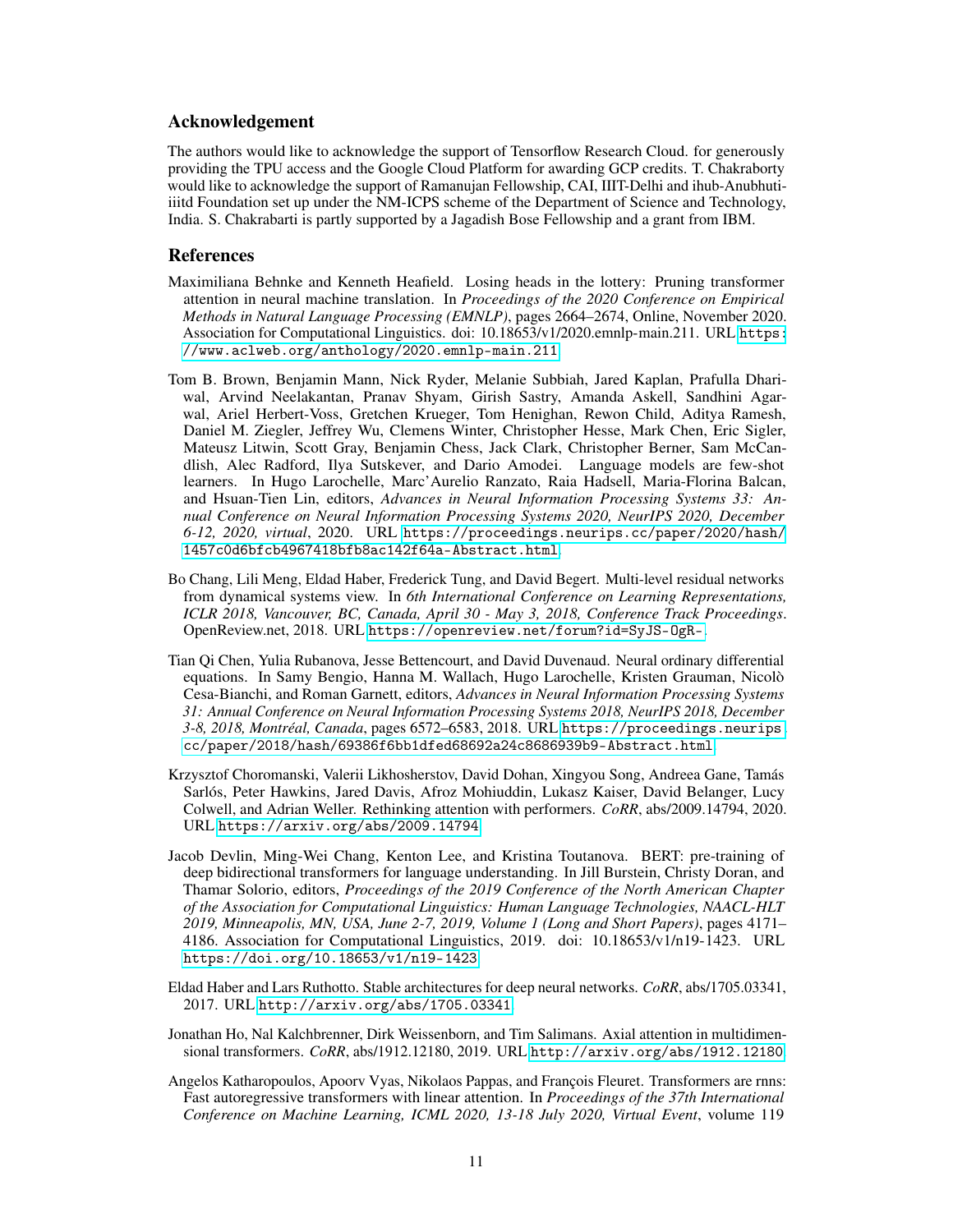## Acknowledgement

The authors would like to acknowledge the support of Tensorflow Research Cloud. for generously providing the TPU access and the Google Cloud Platform for awarding GCP credits. T. Chakraborty would like to acknowledge the support of Ramanujan Fellowship, CAI, IIIT-Delhi and ihub-Anubhuti-iiitd Foundation set up under the NM-ICPS scheme of the Department of Science and Technology, India. S. Chakrabarti is partly supported by a Jagadish Bose Fellowship and a grant from IBM.

## References

Maximiliana Behnke and Kenneth Heafield. Losing heads in the lottery: Pruning transformer attention in neural machine translation. In *Proceedings of the 2020 Conference on Empirical Methods in Natural Language Processing (EMNLP)*, pages 2664–2674, Online, November 2020. Association for Computational Linguistics. doi: 10.18653/v1/2020.emnlp-main.211. URL https://www.aclweb.org/anthology/2020.emnlp-main.211.

Tom B. Brown, Benjamin Mann, Nick Ryder, Melanie Subbiah, Jared Kaplan, Prafulla Dhariwal, Arvind Neelakantan, Pranav Shyam, Girish Sastry, Amanda Askell, Sandhini Agarwal, Ariel Herbert-Voss, Gretchen Krueger, Tom Henighan, Rewon Child, Aditya Ramesh, Daniel M. Ziegler, Jeffrey Wu, Clemens Winter, Christopher Hesse, Mark Chen, Eric Sigler, Mateusz Litwin, Scott Gray, Benjamin Chess, Jack Clark, Christopher Berner, Sam McCandlish, Alec Radford, Ilya Sutskever, and Dario Amodei. Language models are few-shot learners. In Hugo Larochelle, Marc'Aurelio Ranzato, Raia Hadsell, Maria-Florina Balcan, and Hsuan-Tien Lin, editors, *Advances in Neural Information Processing Systems 33: Annual Conference on Neural Information Processing Systems 2020, NeurIPS 2020, December 6-12, 2020, virtual*, 2020. URL https://proceedings.neurips.cc/paper/2020/hash/1457c0d6bfcb4967418bfb8ac142f64a-Abstract.html.

Bo Chang, Lili Meng, Eldad Haber, Frederick Tung, and David Begert. Multi-level residual networks from dynamical systems view. In *6th International Conference on Learning Representations, ICLR 2018, Vancouver, BC, Canada, April 30 - May 3, 2018, Conference Track Proceedings*. OpenReview.net, 2018. URL https://openreview.net/forum?id=SyJS-OgR-.

Tian Qi Chen, Yulia Rubanova, Jesse Bettencourt, and David Duvenaud. Neural ordinary differential equations. In Samy Bengio, Hanna M. Wallach, Hugo Larochelle, Kristen Grauman, Nicolò Cesa-Bianchi, and Roman Garnett, editors, *Advances in Neural Information Processing Systems 31: Annual Conference on Neural Information Processing Systems 2018, NeurIPS 2018, December 3-8, 2018, Montréal, Canada*, pages 6572–6583, 2018. URL https://proceedings.neurips.cc/paper/2018/hash/69386f6bb1dfed68692a24c8686939b9-Abstract.html.

Krzysztof Choromanski, Valerii Likhosherstov, David Dohan, Xingyou Song, Andreea Gane, Tamás Sarlós, Peter Hawkins, Jared Davis, Afroz Mohiuddin, Lukasz Kaiser, David Belanger, Lucy Colwell, and Adrian Weller. Rethinking attention with performers. *CoRR*, abs/2009.14794, 2020. URL https://arxiv.org/abs/2009.14794.

Jacob Devlin, Ming-Wei Chang, Kenton Lee, and Kristina Toutanova. BERT: pre-training of deep bidirectional transformers for language understanding. In Jill Burstein, Christy Doran, and Thamar Solorio, editors, *Proceedings of the 2019 Conference of the North American Chapter of the Association for Computational Linguistics: Human Language Technologies, NAACL-HLT 2019, Minneapolis, MN, USA, June 2-7, 2019, Volume 1 (Long and Short Papers)*, pages 4171–4186. Association for Computational Linguistics, 2019. doi: 10.18653/v1/n19-1423. URL https://doi.org/10.18653/v1/n19-1423.

Eldad Haber and Lars Ruthotto. Stable architectures for deep neural networks. *CoRR*, abs/1705.03341, 2017. URL http://arxiv.org/abs/1705.03341.

Jonathan Ho, Nal Kalchbrenner, Dirk Weissenborn, and Tim Salimans. Axial attention in multidimensional transformers. *CoRR*, abs/1912.12180, 2019. URL http://arxiv.org/abs/1912.12180.

Angelos Katharopoulos, Apoorv Vyas, Nikolaos Pappas, and François Fleuret. Transformers are rnns: Fast autoregressive transformers with linear attention. In *Proceedings of the 37th International Conference on Machine Learning, ICML 2020, 13-18 July 2020, Virtual Event*, volume 119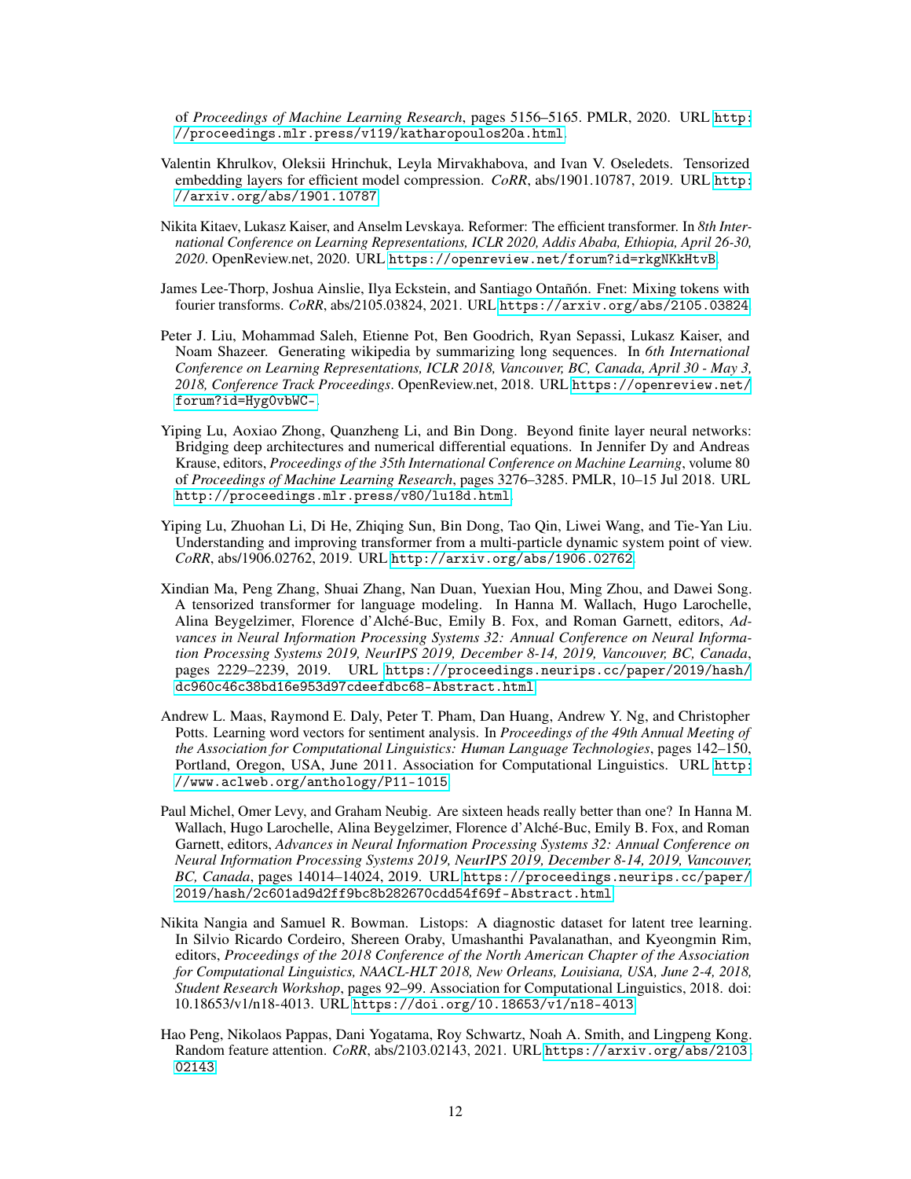of *Proceedings of Machine Learning Research*, pages 5156–5165. PMLR, 2020. URL http://proceedings.mlr.press/v119/katharopoulos20a.html.

Valentin Khrulkov, Oleksii Hrinchuk, Leyla Mirvakhabova, and Ivan V. Oseledets. Tensorized embedding layers for efficient model compression. *CoRR*, abs/1901.10787, 2019. URL http://arxiv.org/abs/1901.10787.

Nikita Kitaev, Lukasz Kaiser, and Anselm Levskaya. Reformer: The efficient transformer. In *8th International Conference on Learning Representations, ICLR 2020, Addis Ababa, Ethiopia, April 26-30, 2020*. OpenReview.net, 2020. URL https://openreview.net/forum?id=rkgNKkHtvB.

James Lee-Thorp, Joshua Ainslie, Ilya Eckstein, and Santiago Ontañón. Fnet: Mixing tokens with fourier transforms. *CoRR*, abs/2105.03824, 2021. URL https://arxiv.org/abs/2105.03824.

Peter J. Liu, Mohammad Saleh, Etienne Pot, Ben Goodrich, Ryan Sepassi, Lukasz Kaiser, and Noam Shazeer. Generating wikipedia by summarizing long sequences. In *6th International Conference on Learning Representations, ICLR 2018, Vancouver, BC, Canada, April 30 - May 3, 2018, Conference Track Proceedings*. OpenReview.net, 2018. URL https://openreview.net/forum?id=Hyg0vbWC-.

Yiping Lu, Aoxiao Zhong, Quanzheng Li, and Bin Dong. Beyond finite layer neural networks: Bridging deep architectures and numerical differential equations. In Jennifer Dy and Andreas Krause, editors, *Proceedings of the 35th International Conference on Machine Learning*, volume 80 of *Proceedings of Machine Learning Research*, pages 3276–3285. PMLR, 10–15 Jul 2018. URL http://proceedings.mlr.press/v80/lu18d.html.

Yiping Lu, Zhuohan Li, Di He, Zhiqing Sun, Bin Dong, Tao Qin, Liwei Wang, and Tie-Yan Liu. Understanding and improving transformer from a multi-particle dynamic system point of view. *CoRR*, abs/1906.02762, 2019. URL http://arxiv.org/abs/1906.02762.

Xindian Ma, Peng Zhang, Shuai Zhang, Nan Duan, Yuexian Hou, Ming Zhou, and Dawei Song. A tensorized transformer for language modeling. In Hanna M. Wallach, Hugo Larochelle, Alina Beygelzimer, Florence d'Alché-Buc, Emily B. Fox, and Roman Garnett, editors, *Advances in Neural Information Processing Systems 32: Annual Conference on Neural Information Processing Systems 2019, NeurIPS 2019, December 8-14, 2019, Vancouver, BC, Canada*, pages 2229–2239, 2019. URL https://proceedings.neurips.cc/paper/2019/hash/dc960c46c38bd16e953d97cdeefdbc68-Abstract.html.

Andrew L. Maas, Raymond E. Daly, Peter T. Pham, Dan Huang, Andrew Y. Ng, and Christopher Potts. Learning word vectors for sentiment analysis. In *Proceedings of the 49th Annual Meeting of the Association for Computational Linguistics: Human Language Technologies*, pages 142–150, Portland, Oregon, USA, June 2011. Association for Computational Linguistics. URL http://www.aclweb.org/anthology/P11-1015.

Paul Michel, Omer Levy, and Graham Neubig. Are sixteen heads really better than one? In Hanna M. Wallach, Hugo Larochelle, Alina Beygelzimer, Florence d'Alché-Buc, Emily B. Fox, and Roman Garnett, editors, *Advances in Neural Information Processing Systems 32: Annual Conference on Neural Information Processing Systems 2019, NeurIPS 2019, December 8-14, 2019, Vancouver, BC, Canada*, pages 14014–14024, 2019. URL https://proceedings.neurips.cc/paper/2019/hash/2c601ad9d2ff9bc8b282670cdd54f69f-Abstract.html.

Nikita Nangia and Samuel R. Bowman. Listops: A diagnostic dataset for latent tree learning. In Silvio Ricardo Cordeiro, Shereen Oraby, Umashanthi Pavalanathan, and Kyeongmin Rim, editors, *Proceedings of the 2018 Conference of the North American Chapter of the Association for Computational Linguistics, NAACL-HLT 2018, New Orleans, Louisiana, USA, June 2-4, 2018, Student Research Workshop*, pages 92–99. Association for Computational Linguistics, 2018. doi: 10.18653/v1/n18-4013. URL https://doi.org/10.18653/v1/n18-4013.

Hao Peng, Nikolaos Pappas, Dani Yogatama, Roy Schwartz, Noah A. Smith, and Lingpeng Kong. Random feature attention. *CoRR*, abs/2103.02143, 2021. URL https://arxiv.org/abs/2103.02143.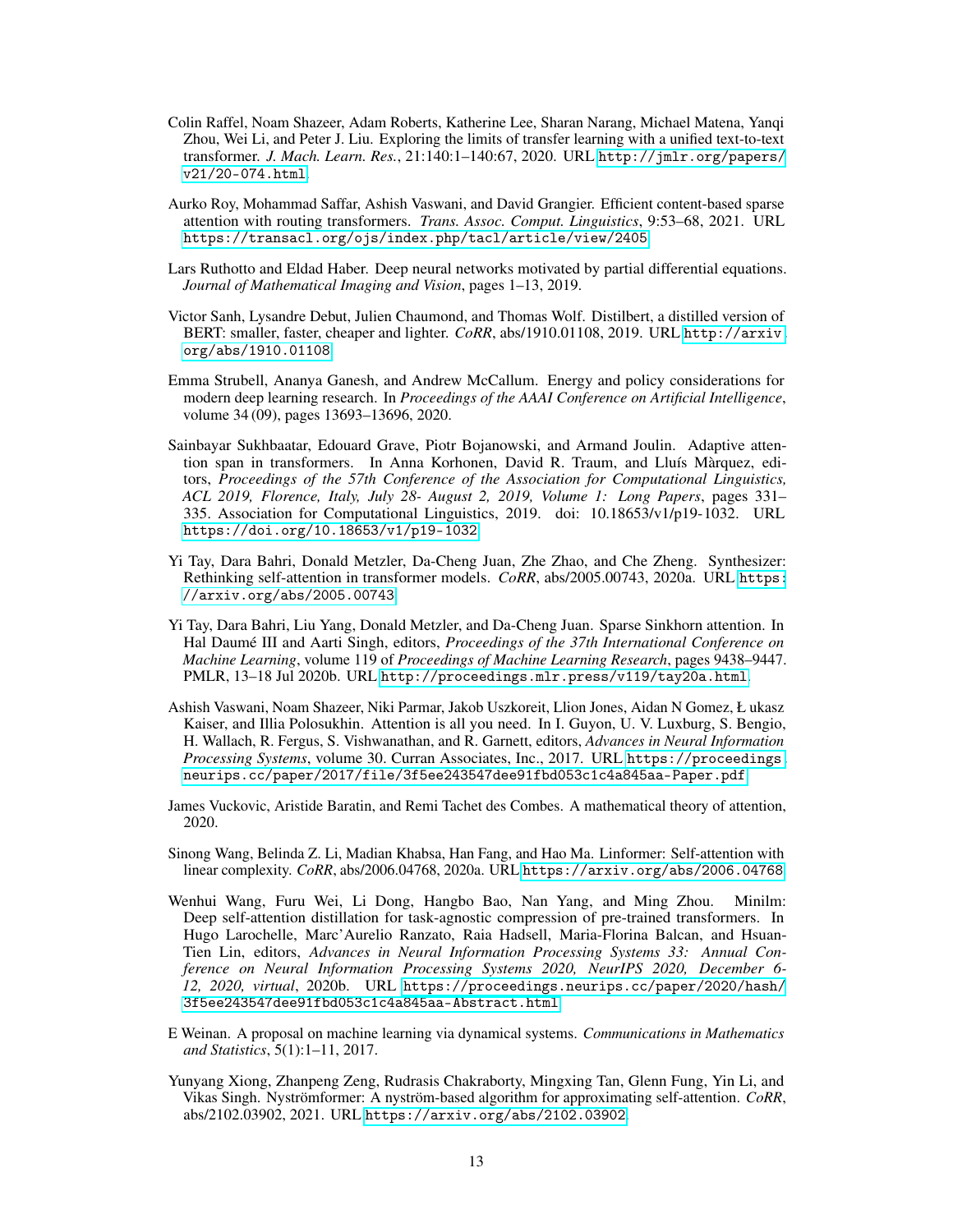Colin Raffel, Noam Shazeer, Adam Roberts, Katherine Lee, Sharan Narang, Michael Matena, Yanqi Zhou, Wei Li, and Peter J. Liu. Exploring the limits of transfer learning with a unified text-to-text transformer. *J. Mach. Learn. Res.*, 21:140:1–140:67, 2020. URL http://jmlr.org/papers/v21/20-074.html.

Aurko Roy, Mohammad Saffar, Ashish Vaswani, and David Grangier. Efficient content-based sparse attention with routing transformers. *Trans. Assoc. Comput. Linguistics*, 9:53–68, 2021. URL https://transacl.org/ojs/index.php/tacl/article/view/2405.

Lars Ruthotto and Eldad Haber. Deep neural networks motivated by partial differential equations. *Journal of Mathematical Imaging and Vision*, pages 1–13, 2019.

Victor Sanh, Lysandre Debut, Julien Chaumond, and Thomas Wolf. Distilbert, a distilled version of BERT: smaller, faster, cheaper and lighter. *CoRR*, abs/1910.01108, 2019. URL http://arxiv.org/abs/1910.01108.

Emma Strubell, Ananya Ganesh, and Andrew McCallum. Energy and policy considerations for modern deep learning research. In *Proceedings of the AAAI Conference on Artificial Intelligence*, volume 34 (09), pages 13693–13696, 2020.

Sainbayar Sukhbaatar, Edouard Grave, Piotr Bojanowski, and Armand Joulin. Adaptive attention span in transformers. In Anna Korhonen, David R. Traum, and Lluís Màrquez, editors, *Proceedings of the 57th Conference of the Association for Computational Linguistics, ACL 2019, Florence, Italy, July 28- August 2, 2019, Volume 1: Long Papers*, pages 331–335. Association for Computational Linguistics, 2019. doi: 10.18653/v1/p19-1032. URL https://doi.org/10.18653/v1/p19-1032.

Yi Tay, Dara Bahri, Donald Metzler, Da-Cheng Juan, Zhe Zhao, and Che Zheng. Synthesizer: Rethinking self-attention in transformer models. *CoRR*, abs/2005.00743, 2020a. URL https://arxiv.org/abs/2005.00743.

Yi Tay, Dara Bahri, Liu Yang, Donald Metzler, and Da-Cheng Juan. Sparse Sinkhorn attention. In Hal Daumé III and Aarti Singh, editors, *Proceedings of the 37th International Conference on Machine Learning*, volume 119 of *Proceedings of Machine Learning Research*, pages 9438–9447. PMLR, 13–18 Jul 2020b. URL http://proceedings.mlr.press/v119/tay20a.html.

Ashish Vaswani, Noam Shazeer, Niki Parmar, Jakob Uszkoreit, Llion Jones, Aidan N Gomez, Ł ukasz Kaiser, and Illia Polosukhin. Attention is all you need. In I. Guyon, U. V. Luxburg, S. Bengio, H. Wallach, R. Fergus, S. Vishwanathan, and R. Garnett, editors, *Advances in Neural Information Processing Systems*, volume 30. Curran Associates, Inc., 2017. URL https://proceedings.neurips.cc/paper/2017/file/3f5ee243547dee91fbd053c1c4a845aa-Paper.pdf.

James Vuckovic, Aristide Baratin, and Remi Tachet des Combes. A mathematical theory of attention, 2020.

Sinong Wang, Belinda Z. Li, Madian Khabsa, Han Fang, and Hao Ma. Linformer: Self-attention with linear complexity. *CoRR*, abs/2006.04768, 2020a. URL https://arxiv.org/abs/2006.04768.

Wenhui Wang, Furu Wei, Li Dong, Hangbo Bao, Nan Yang, and Ming Zhou. Minilm: Deep self-attention distillation for task-agnostic compression of pre-trained transformers. In Hugo Larochelle, Marc'Aurelio Ranzato, Raia Hadsell, Maria-Florina Balcan, and Hsuan-Tien Lin, editors, *Advances in Neural Information Processing Systems 33: Annual Conference on Neural Information Processing Systems 2020, NeurIPS 2020, December 6-12, 2020, virtual*, 2020b. URL https://proceedings.neurips.cc/paper/2020/hash/3f5ee243547dee91fbd053c1c4a845aa-Abstract.html.

E Weinan. A proposal on machine learning via dynamical systems. *Communications in Mathematics and Statistics*, 5(1):1–11, 2017.

Yunyang Xiong, Zhanpeng Zeng, Rudrasis Chakraborty, Mingxing Tan, Glenn Fung, Yin Li, and Vikas Singh. Nyströmformer: A nyström-based algorithm for approximating self-attention. *CoRR*, abs/2102.03902, 2021. URL https://arxiv.org/abs/2102.03902.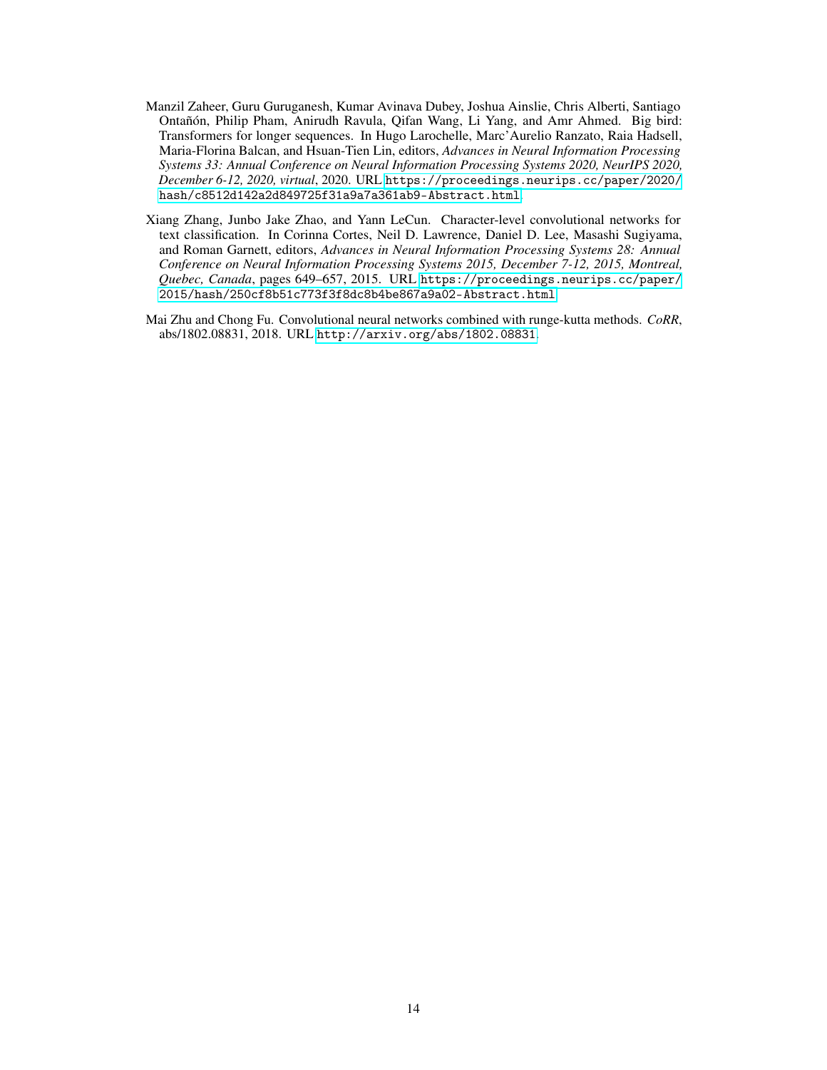Manzil Zaheer, Guru Guruganesh, Kumar Avinava Dubey, Joshua Ainslie, Chris Alberti, Santiago Ontañón, Philip Pham, Anirudh Ravula, Qifan Wang, Li Yang, and Amr Ahmed. Big bird: Transformers for longer sequences. In Hugo Larochelle, Marc'Aurelio Ranzato, Raia Hadsell, Maria-Florina Balcan, and Hsuan-Tien Lin, editors, *Advances in Neural Information Processing Systems 33: Annual Conference on Neural Information Processing Systems 2020, NeurIPS 2020, December 6-12, 2020, virtual*, 2020. URL https://proceedings.neurips.cc/paper/2020/hash/c8512d142a2d849725f31a9a7a361ab9-Abstract.html.

Xiang Zhang, Junbo Jake Zhao, and Yann LeCun. Character-level convolutional networks for text classification. In Corinna Cortes, Neil D. Lawrence, Daniel D. Lee, Masashi Sugiyama, and Roman Garnett, editors, *Advances in Neural Information Processing Systems 28: Annual Conference on Neural Information Processing Systems 2015, December 7-12, 2015, Montreal, Quebec, Canada*, pages 649–657, 2015. URL https://proceedings.neurips.cc/paper/2015/hash/250cf8b51c773f3f8dc8b4be867a9a02-Abstract.html.

Mai Zhu and Chong Fu. Convolutional neural networks combined with runge-kutta methods. *CoRR*, abs/1802.08831, 2018. URL http://arxiv.org/abs/1802.08831.